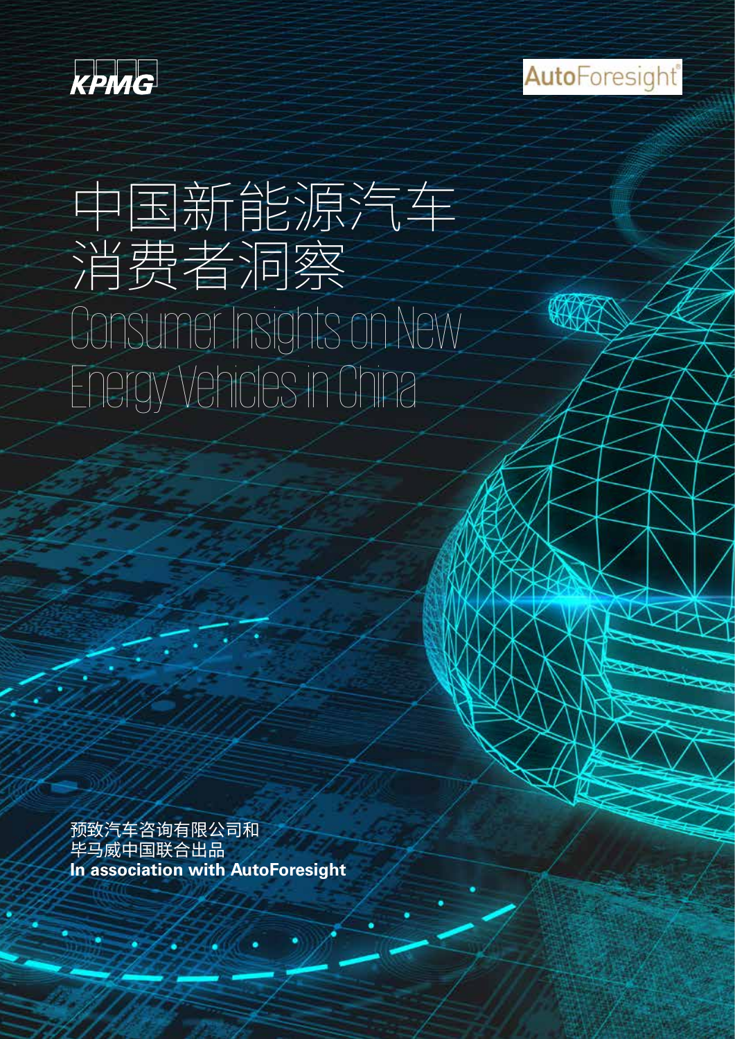KPMG

AutoForesight

# 中国新能源汽车消费者洞察

# Consumer Insights on New Energy Vehicles in China

预致汽车咨询有限公司和
毕马威中国联合出品
**In association with AutoForesight**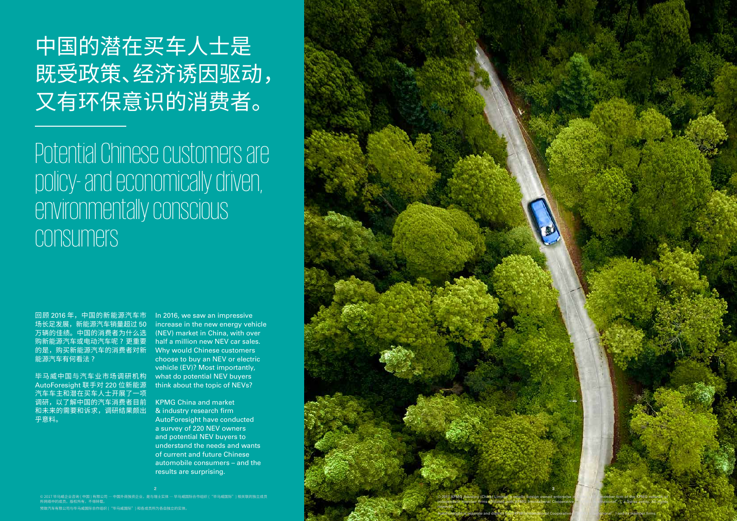# 中国的潜在买车人士是既受政策、经济诱因驱动，又有环保意识的消费者。

# Potential Chinese customers are policy- and economically driven, environmentally conscious consumers

回顾 2016 年，中国的新能源汽车市场长足发展，新能源汽车销量超过 50 万辆的佳绩。中国的消费者为什么选购新能源汽车或电动汽车呢？更重要的是，购买新能源汽车的消费者对新能源汽车有何看法？

毕马威中国与汽车业市场调研机构 AutoForesight 联手对 220 位新能源汽车车主和潜在买车人士开展了一项调研，以了解中国的汽车消费者目前和未来的需要和诉求，调研结果颇出乎意料。

In 2016, we saw an impressive increase in the new energy vehicle (NEV) market in China, with over half a million new NEV car sales. Why would Chinese customers choose to buy an NEV or electric vehicle (EV)? Most importantly, what do potential NEV buyers think about the topic of NEVs?

KPMG China and market & industry research firm AutoForesight have conducted a survey of 220 NEV owners and potential NEV buyers to understand the needs and wants of current and future Chinese automobile consumers – and the results are surprising.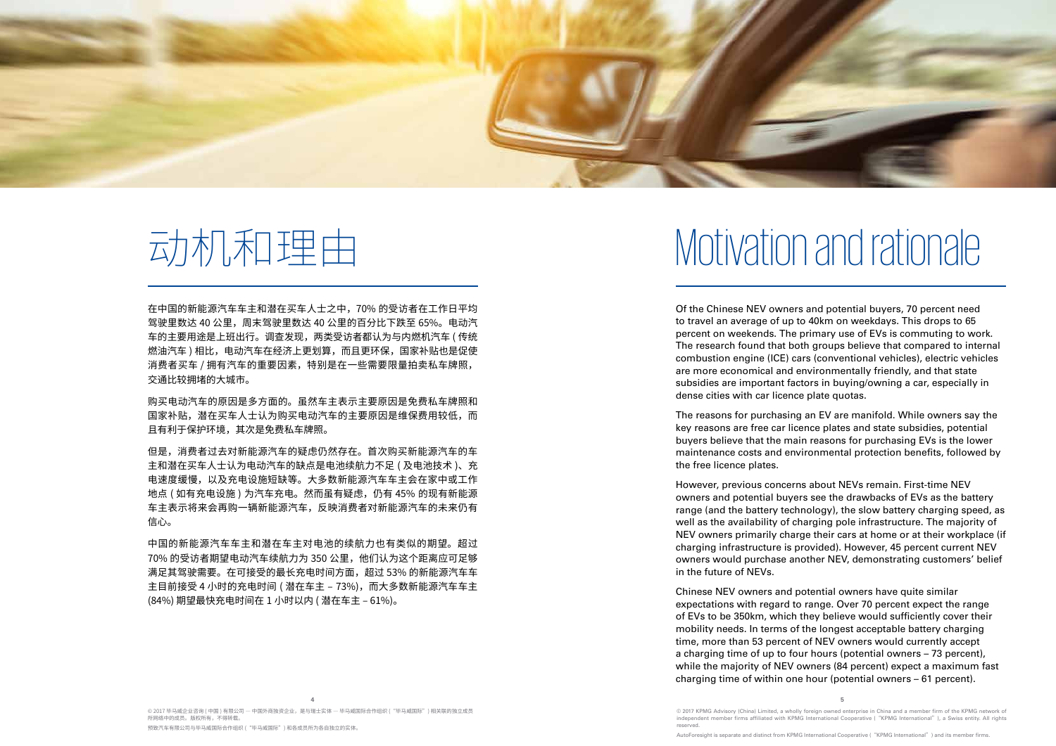# 动机和理由

在中国的新能源汽车车主和潜在买车人士之中，70% 的受访者在工作日平均驾驶里数达 40 公里，周末驾驶里数达 40 公里的百分比下跌至 65%。电动汽车的主要用途是上班出行。调查发现，两类受访者都认为与内燃机汽车 ( 传统燃油汽车 ) 相比，电动汽车在经济上更划算，而且更环保，国家补贴也是促使消费者买车 / 拥有汽车的重要因素，特别是在一些需要限量拍卖私车牌照，交通比较拥堵的大城市。

购买电动汽车的原因是多方面的。虽然车主表示主要原因是免费私车牌照和国家补贴，潜在买车人士认为购买电动汽车的主要原因是维保费用较低，而且有利于保护环境，其次是免费私车牌照。

但是，消费者过去对新能源汽车的疑虑仍然存在。首次购买新能源汽车的车主和潜在买车人士认为电动汽车的缺点是电池续航力不足 ( 及电池技术 )、充电速度缓慢，以及充电设施短缺等。大多数新能源汽车车主会在家中或工作地点 ( 如有充电设施 ) 为汽车充电。然而虽有疑虑，仍有 45% 的现有新能源车主表示将来会再购一辆新能源汽车，反映消费者对新能源汽车的未来仍有信心。

中国的新能源汽车车主和潜在车主对电池的续航力也有类似的期望。超过 70% 的受访者期望电动汽车续航力为 350 公里，他们认为这个距离应可足够满足其驾驶需要。在可接受的最长充电时间方面，超过 53% 的新能源汽车车主目前接受 4 小时的充电时间 ( 潜在车主 – 73%)，而大多数新能源汽车车主 (84%) 期望最快充电时间在 1 小时以内 ( 潜在车主 – 61%)。

# Motivation and rationale

Of the Chinese NEV owners and potential buyers, 70 percent need to travel an average of up to 40km on weekdays. This drops to 65 percent on weekends. The primary use of EVs is commuting to work. The research found that both groups believe that compared to internal combustion engine (ICE) cars (conventional vehicles), electric vehicles are more economical and environmentally friendly, and that state subsidies are important factors in buying/owning a car, especially in dense cities with car licence plate quotas.

The reasons for purchasing an EV are manifold. While owners say the key reasons are free car licence plates and state subsidies, potential buyers believe that the main reasons for purchasing EVs is the lower maintenance costs and environmental protection benefits, followed by the free licence plates.

However, previous concerns about NEVs remain. First-time NEV owners and potential buyers see the drawbacks of EVs as the battery range (and the battery technology), the slow battery charging speed, as well as the availability of charging pole infrastructure. The majority of NEV owners primarily charge their cars at home or at their workplace (if charging infrastructure is provided). However, 45 percent current NEV owners would purchase another NEV, demonstrating customers' belief in the future of NEVs.

Chinese NEV owners and potential owners have quite similar expectations with regard to range. Over 70 percent expect the range of EVs to be 350km, which they believe would sufficiently cover their mobility needs. In terms of the longest acceptable battery charging time, more than 53 percent of NEV owners would currently accept a charging time of up to four hours (potential owners – 73 percent), while the majority of NEV owners (84 percent) expect a maximum fast charging time of within one hour (potential owners – 61 percent).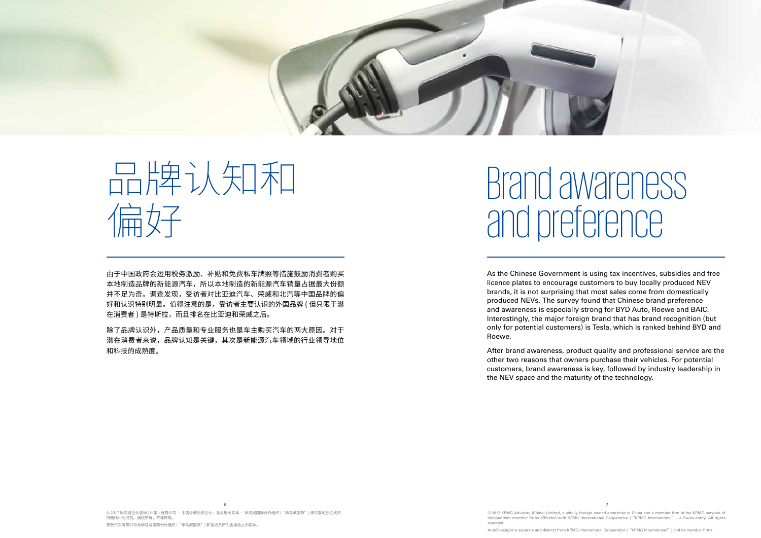# 品牌认知和偏好

由于中国政府会运用税务激励、补贴和免费私车牌照等措施鼓励消费者购买本地制造品牌的新能源汽车，所以本地制造的新能源汽车销量占据最大份额并不足为奇。调查发现，受访者对比亚迪汽车、荣威和北汽等中国品牌的偏好和认识特别明显。值得注意的是，受访者主要认识的外国品牌 ( 但只限于潜在消费者 ) 是特斯拉，而且排名在比亚迪和荣威之后。

除了品牌认识外，产品质量和专业服务也是车主购买汽车的两大原因。对于潜在消费者来说，品牌认知是关键，其次是新能源汽车领域的行业领导地位和科技的成熟度。

# Brand awareness and preference

As the Chinese Government is using tax incentives, subsidies and free licence plates to encourage customers to buy locally produced NEV brands, it is not surprising that most sales come from domestically produced NEVs. The survey found that Chinese brand preference and awareness is especially strong for BYD Auto, Roewe and BAIC. Interestingly, the major foreign brand that has brand recognition (but only for potential customers) is Tesla, which is ranked behind BYD and Roewe.

After brand awareness, product quality and professional service are the other two reasons that owners purchase their vehicles. For potential customers, brand awareness is key, followed by industry leadership in the NEV space and the maturity of the technology.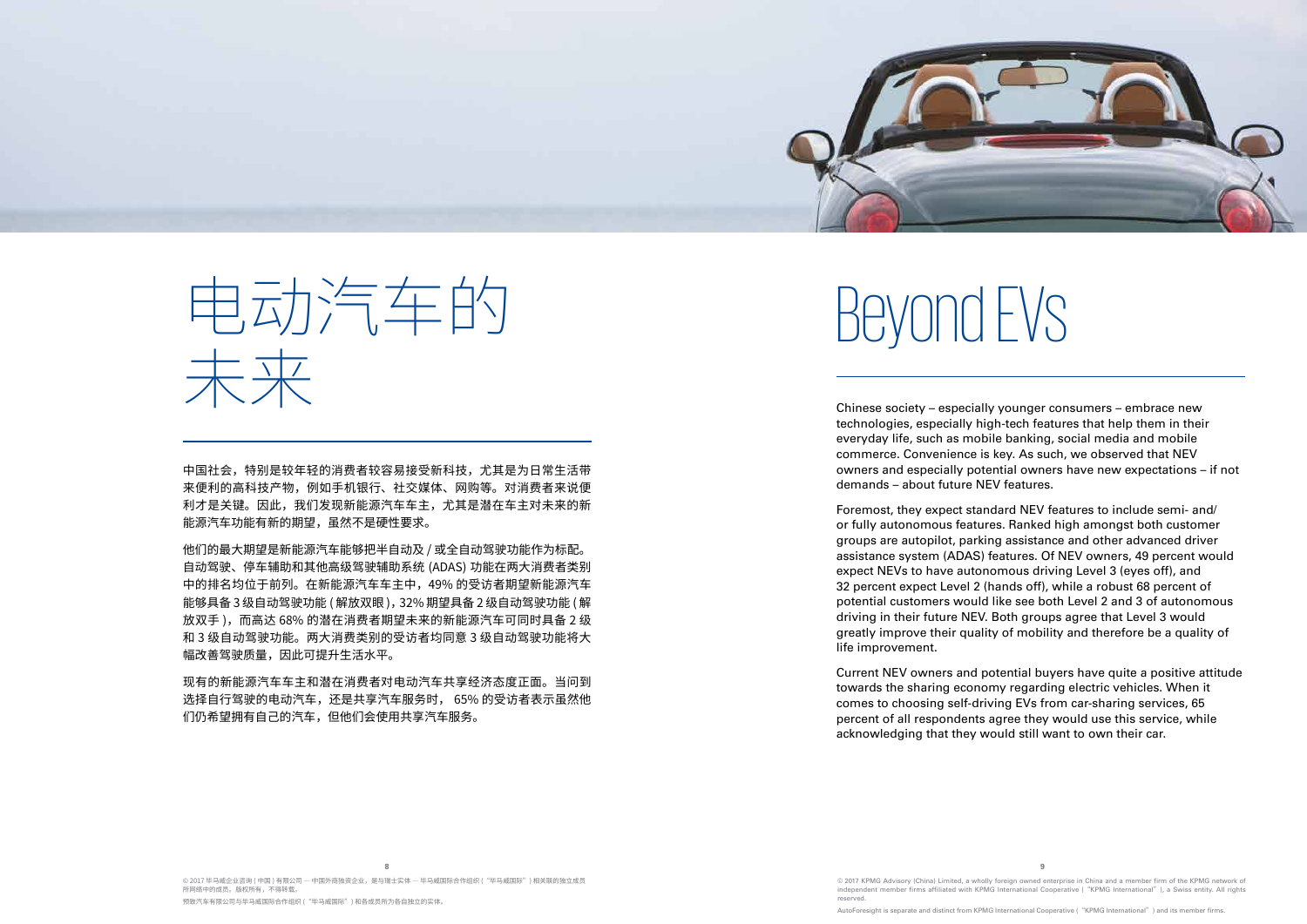# 电动汽车的未来

中国社会，特别是较年轻的消费者较容易接受新科技，尤其是为日常生活带来便利的高科技产物，例如手机银行、社交媒体、网购等。对消费者来说便利才是关键。因此，我们发现新能源汽车车主，尤其是潜在车主对未来的新能源汽车功能有新的期望，虽然不是硬性要求。

他们的最大期望是新能源汽车能够把半自动及 / 或全自动驾驶功能作为标配。自动驾驶、停车辅助和其他高级驾驶辅助系统 (ADAS) 功能在两大消费者类别中的排名均位于前列。在新能源汽车车主中，49% 的受访者期望新能源汽车能够具备 3 级自动驾驶功能 ( 解放双眼 )，32% 期望具备 2 级自动驾驶功能 ( 解放双手 )，而高达 68% 的潜在消费者期望未来的新能源汽车可同时具备 2 级和 3 级自动驾驶功能。两大消费类别的受访者均同意 3 级自动驾驶功能将大幅改善驾驶质量，因此可提升生活水平。

现有的新能源汽车车主和潜在消费者对电动汽车共享经济态度正面。当问到选择自行驾驶的电动汽车，还是共享汽车服务时， 65% 的受访者表示虽然他们仍希望拥有自己的汽车，但他们会使用共享汽车服务。

# Beyond EVs

Chinese society – especially younger consumers – embrace new technologies, especially high-tech features that help them in their everyday life, such as mobile banking, social media and mobile commerce. Convenience is key. As such, we observed that NEV owners and especially potential owners have new expectations – if not demands – about future NEV features.

Foremost, they expect standard NEV features to include semi- and/or fully autonomous features. Ranked high amongst both customer groups are autopilot, parking assistance and other advanced driver assistance system (ADAS) features. Of NEV owners, 49 percent would expect NEVs to have autonomous driving Level 3 (eyes off), and 32 percent expect Level 2 (hands off), while a robust 68 percent of potential customers would like see both Level 2 and 3 of autonomous driving in their future NEV. Both groups agree that Level 3 would greatly improve their quality of mobility and therefore be a quality of life improvement.

Current NEV owners and potential buyers have quite a positive attitude towards the sharing economy regarding electric vehicles. When it comes to choosing self-driving EVs from car-sharing services, 65 percent of all respondents agree they would use this service, while acknowledging that they would still want to own their car.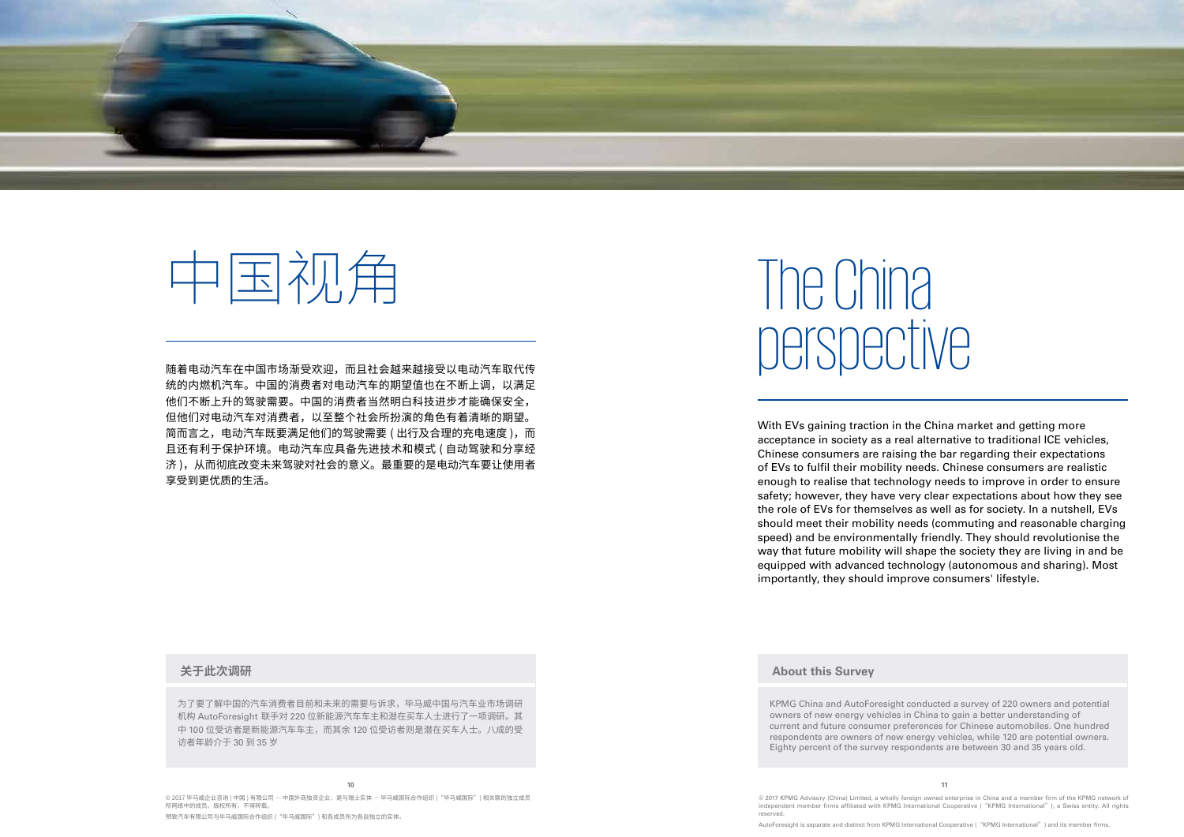# 中国视角

随着电动汽车在中国市场渐受欢迎，而且社会越来越接受以电动汽车取代传统的内燃机汽车。中国的消费者对电动汽车的期望值也在不断上调，以满足他们不断上升的驾驶需要。中国的消费者当然明白科技进步才能确保安全，但他们对电动汽车对消费者，以至整个社会所扮演的角色有着清晰的期望。简而言之，电动汽车既要满足他们的驾驶需要 ( 出行及合理的充电速度 )，而且还有利于保护环境。电动汽车应具备先进技术和模式 ( 自动驾驶和分享经济 )，从而彻底改变未来驾驶对社会的意义。最重要的是电动汽车要让使用者享受到更优质的生活。

### 关于此次调研

为了要了解中国的汽车消费者目前和未来的需要与诉求，毕马威中国与汽车业市场调研机构 AutoForesight 联手对 220 位新能源汽车车主和潜在买车人士进行了一项调研。其中 100 位受访者是新能源汽车车主，而其余 120 位受访者则是潜在买车人士。八成的受访者年龄介于 30 到 35 岁

© 2017 毕马威企业咨询 ( 中国 ) 有限公司 — 中国外商独资企业，是与瑞士实体 — 毕马威国际合作组织 ( "毕马威国际" ) 相关联的独立成员所网络中的成员。版权所有，不得转载。

预致汽车有限公司与毕马威国际合作组织 ( "毕马威国际" ) 和各成员所为各自独立的实体。

# The China perspective

With EVs gaining traction in the China market and getting more acceptance in society as a real alternative to traditional ICE vehicles, Chinese consumers are raising the bar regarding their expectations of EVs to fulfil their mobility needs. Chinese consumers are realistic enough to realise that technology needs to improve in order to ensure safety; however, they have very clear expectations about how they see the role of EVs for themselves as well as for society. In a nutshell, EVs should meet their mobility needs (commuting and reasonable charging speed) and be environmentally friendly. They should revolutionise the way that future mobility will shape the society they are living in and be equipped with advanced technology (autonomous and sharing). Most importantly, they should improve consumers' lifestyle.

### About this Survey

KPMG China and AutoForesight conducted a survey of 220 owners and potential owners of new energy vehicles in China to gain a better understanding of current and future consumer preferences for Chinese automobiles. One hundred respondents are owners of new energy vehicles, while 120 are potential owners. Eighty percent of the survey respondents are between 30 and 35 years old.

© 2017 KPMG Advisory (China) Limited, a wholly foreign owned enterprise in China and a member firm of the KPMG network of independent member firms affiliated with KPMG International Cooperative ("KPMG International"), a Swiss entity. All rights reserved.

AutoForesight is separate and distinct from KPMG International Cooperative ("KPMG International") and its member firms.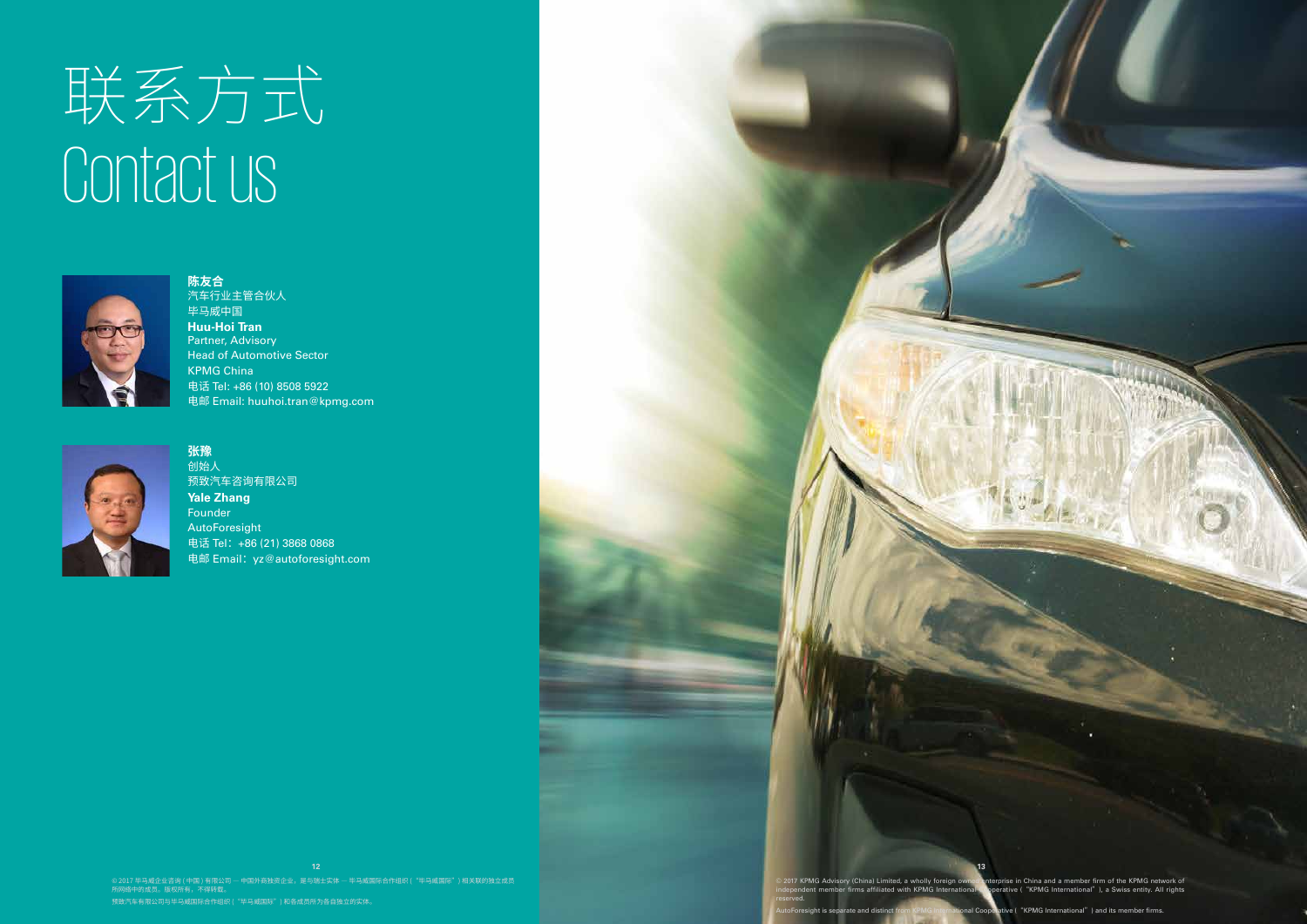# 联系方式
# Contact us

**陈友合**
汽车行业主管合伙人
毕马威中国
**Huu-Hoi Tran**
Partner, Advisory
Head of Automotive Sector
KPMG China
电话 Tel: +86 (10) 8508 5922
电邮 Email: huuhoi.tran@kpmg.com

**张豫**
创始人
预致汽车咨询有限公司
**Yale Zhang**
Founder
AutoForesight
电话 Tel：+86 (21) 3868 0868
电邮 Email：yz@autoforesight.com

© 2017 毕马威企业咨询（中国）有限公司 — 中国外商独资企业，是与瑞士实体 — 毕马威国际合作组织（"毕马威国际"）相关联的独立成员所网络中的成员。版权所有，不得转载。

预致汽车有限公司与毕马威国际合作组织（"毕马威国际"）和各成员所为各自独立的实体。

© 2017 KPMG Advisory (China) Limited, a wholly foreign owned enterprise in China and a member firm of the KPMG network of independent member firms affiliated with KPMG International Cooperative ("KPMG International"), a Swiss entity. All rights reserved.

AutoForesight is separate and distinct from KPMG International Cooperative ("KPMG International") and its member firms.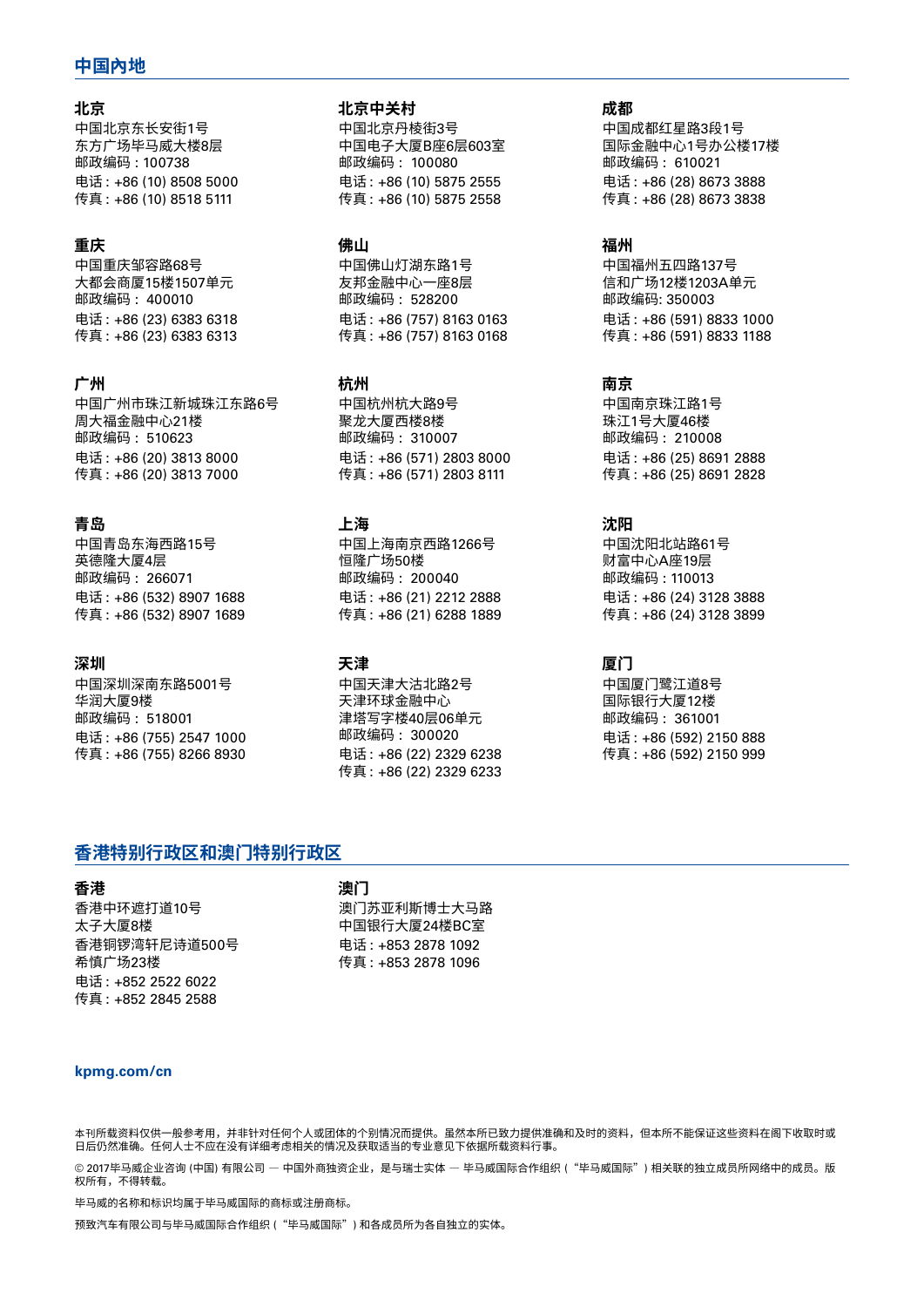## 中国内地

### 北京

中国北京东长安街1号
东方广场毕马威大楼8层
邮政编码：100738
电话：+86 (10) 8508 5000
传真：+86 (10) 8518 5111

### 北京中关村

中国北京丹棱街3号
中国电子大厦B座6层603室
邮政编码： 100080
电话：+86 (10) 5875 2555
传真：+86 (10) 5875 2558

### 成都

中国成都红星路3段1号
国际金融中心1号办公楼17楼
邮政编码： 610021
电话：+86 (28) 8673 3888
传真：+86 (28) 8673 3838

### 重庆

中国重庆邹容路68号
大都会商厦15楼1507单元
邮政编码： 400010
电话：+86 (23) 6383 6318
传真：+86 (23) 6383 6313

### 佛山

中国佛山灯湖东路1号
友邦金融中心一座8层
邮政编码： 528200
电话：+86 (757) 8163 0163
传真：+86 (757) 8163 0168

### 福州

中国福州五四路137号
信和广场12楼1203A单元
邮政编码: 350003
电话：+86 (591) 8833 1000
传真：+86 (591) 8833 1188

### 广州

中国广州市珠江新城珠江东路6号
周大福金融中心21楼
邮政编码： 510623
电话：+86 (20) 3813 8000
传真：+86 (20) 3813 7000

### 杭州

中国杭州杭大路9号
聚龙大厦西楼8楼
邮政编码： 310007
电话：+86 (571) 2803 8000
传真：+86 (571) 2803 8111

### 南京

中国南京珠江路1号
珠江1号大厦46楼
邮政编码： 210008
电话：+86 (25) 8691 2888
传真：+86 (25) 8691 2828

### 青岛

中国青岛东海西路15号
英德隆大厦4层
邮政编码： 266071
电话：+86 (532) 8907 1688
传真：+86 (532) 8907 1689

### 上海

中国上海南京西路1266号
恒隆广场50楼
邮政编码： 200040
电话：+86 (21) 2212 2888
传真：+86 (21) 6288 1889

### 沈阳

中国沈阳北站路61号
财富中心A座19层
邮政编码：110013
电话：+86 (24) 3128 3888
传真：+86 (24) 3128 3899

### 深圳

中国深圳深南东路5001号
华润大厦9楼
邮政编码： 518001
电话：+86 (755) 2547 1000
传真：+86 (755) 8266 8930

### 天津

中国天津大沽北路2号
天津环球金融中心
津塔写字楼40层06单元
邮政编码： 300020
电话：+86 (22) 2329 6238
传真：+86 (22) 2329 6233

### 厦门

中国厦门鹭江道8号
国际银行大厦12楼
邮政编码： 361001
电话：+86 (592) 2150 888
传真：+86 (592) 2150 999

## 香港特别行政区和澳门特别行政区

### 香港

香港中环遮打道10号
太子大厦8楼
香港铜锣湾轩尼诗道500号
希慎广场23楼
电话：+852 2522 6022
传真：+852 2845 2588

### 澳门

澳门苏亚利斯博士大马路
中国银行大厦24楼BC室
电话：+853 2878 1092
传真：+853 2878 1096

**kpmg.com/cn**

本刊所载资料仅供一般参考用，并非针对任何个人或团体的个别情况而提供。虽然本所已致力提供准确和及时的资料，但本所不能保证这些资料在阁下收取时或日后仍然准确。任何人士不应在没有详细考虑相关的情况及获取适当的专业意见下依据所载资料行事。

© 2017毕马威企业咨询 (中国) 有限公司 — 中国外商独资企业，是与瑞士实体 — 毕马威国际合作组织（“毕马威国际”）相关联的独立成员所网络中的成员。版权所有，不得转载。

毕马威的名称和标识均属于毕马威国际的商标或注册商标。

预致汽车有限公司与毕马威国际合作组织（“毕马威国际”）和各成员所为各自独立的实体。